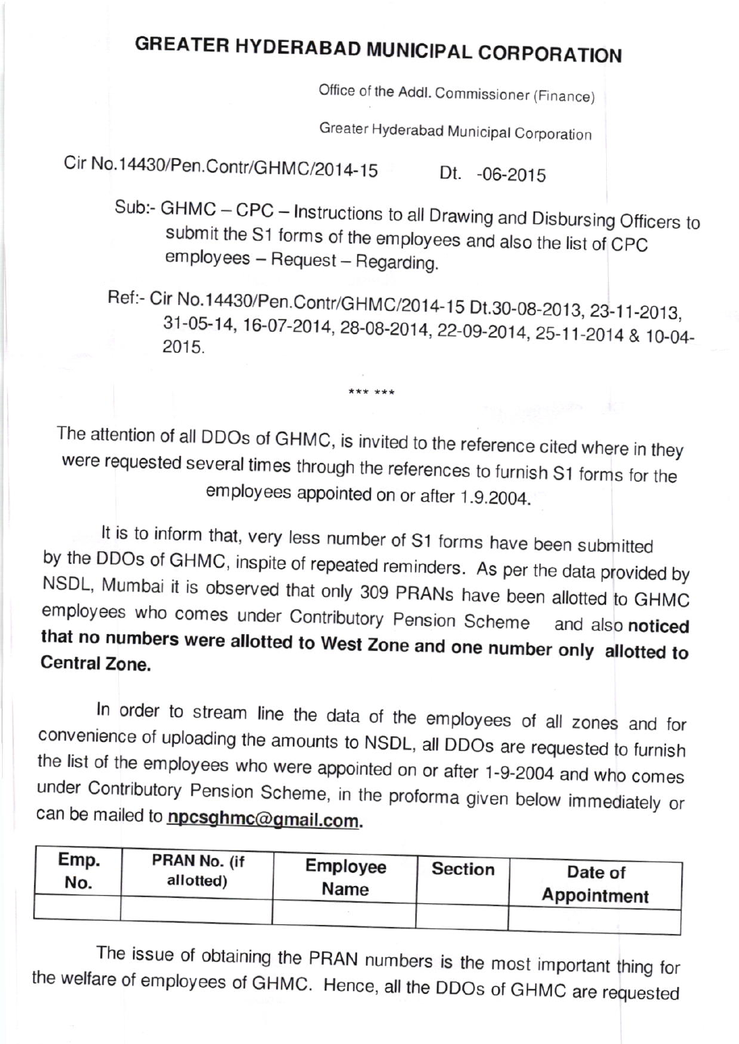# GREATER HYDERABAD MUNICIPAL CORPORATION

Office of the Addl. Commissioner (Finance)

Greater Hyderabad Municipal Corporation

Cir No.14430/Pen.Contr/GHMC/2014-15 Dt. -06-2015

Sub:- GHMC – CPC – Instructions to all Drawing and Disbursing Officers to submit the S1 forms of the employees and also the list of CPC employees – Request – Regarding.

Ref:- Cir No.14430/Pen.Contr/GHMC/2014-15 Dt.30-08-2013, 23-11-2013, 31-05-14, 16-07-2014, 28-08-2014, 22-09-2014, 25-11-2014 & 10-04-2015.

*** ***

The attention of all DDOs of GHMC, is invited to the reference cited where in they were requested several times through the references to furnish S1 forms for the employees appointed on or after 1.9.2004.

It is to inform that, very less number of S1 forms have been submitted by the DDOs of GHMC, inspite of repeated reminders. As per the data provided by NSDL, Mumbai it is observed that only 309 PRANs have been allotted to GHMC employees who comes under Contributory Pension Scheme and also **noticed that no numbers were allotted to West Zone and one number only allotted to Central Zone.**

In order to stream line the data of the employees of all zones and for convenience of uploading the amounts to NSDL, all DDOs are requested to furnish the list of the employees who were appointed on or after 1-9-2004 and who comes under Contributory Pension Scheme, in the proforma given below immediately or can be mailed to **npcsghmc@gmail.com**.

| Emp. No. | PRAN No. (if allotted) | Employee Name | Section | Date of Appointment |
|---|---|---|---|---|
| | | | | |

The issue of obtaining the PRAN numbers is the most important thing for the welfare of employees of GHMC. Hence, all the DDOs of GHMC are requested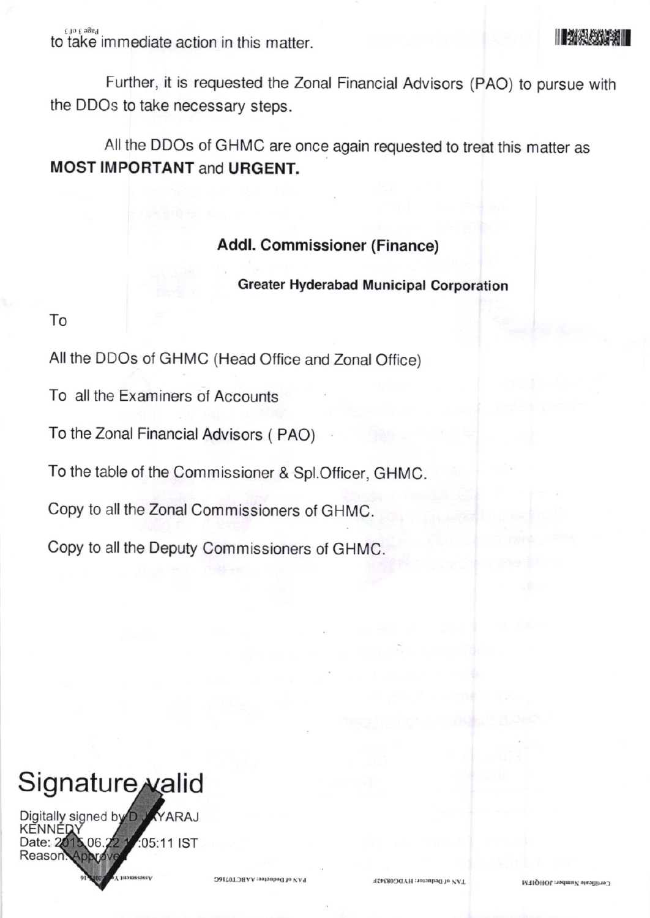to take immediate action in this matter.

Further, it is requested the Zonal Financial Advisors (PAO) to pursue with the DDOs to take necessary steps.

All the DDOs of GHMC are once again requested to treat this matter as **MOST IMPORTANT** and **URGENT.**

**Addl. Commissioner (Finance)**

**Greater Hyderabad Municipal Corporation**

To

All the DDOs of GHMC (Head Office and Zonal Office)

To all the Examiners of Accounts

To the Zonal Financial Advisors ( PAO)

To the table of the Commissioner & Spl.Officer, GHMC.

Copy to all the Zonal Commissioners of GHMC.

Copy to all the Deputy Commissioners of GHMC.

Signature valid

Digitally signed by D JAYARAJ KENNEDY
Date: 2015.06.22 1?:05:11 IST
Reason: Approved